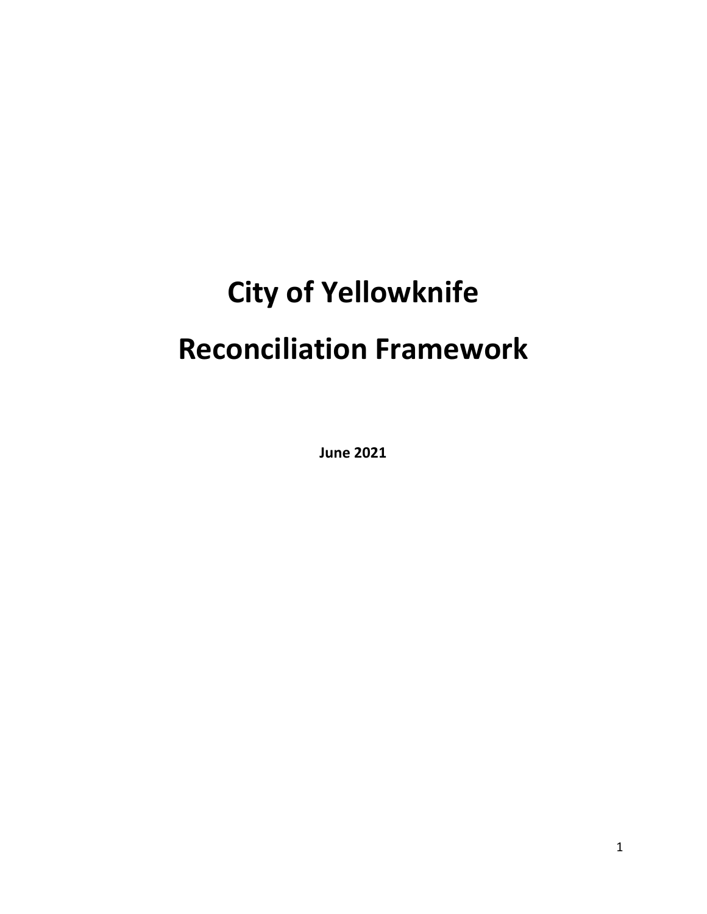# City of Yellowknife

# Reconciliation Framework

**June 2021**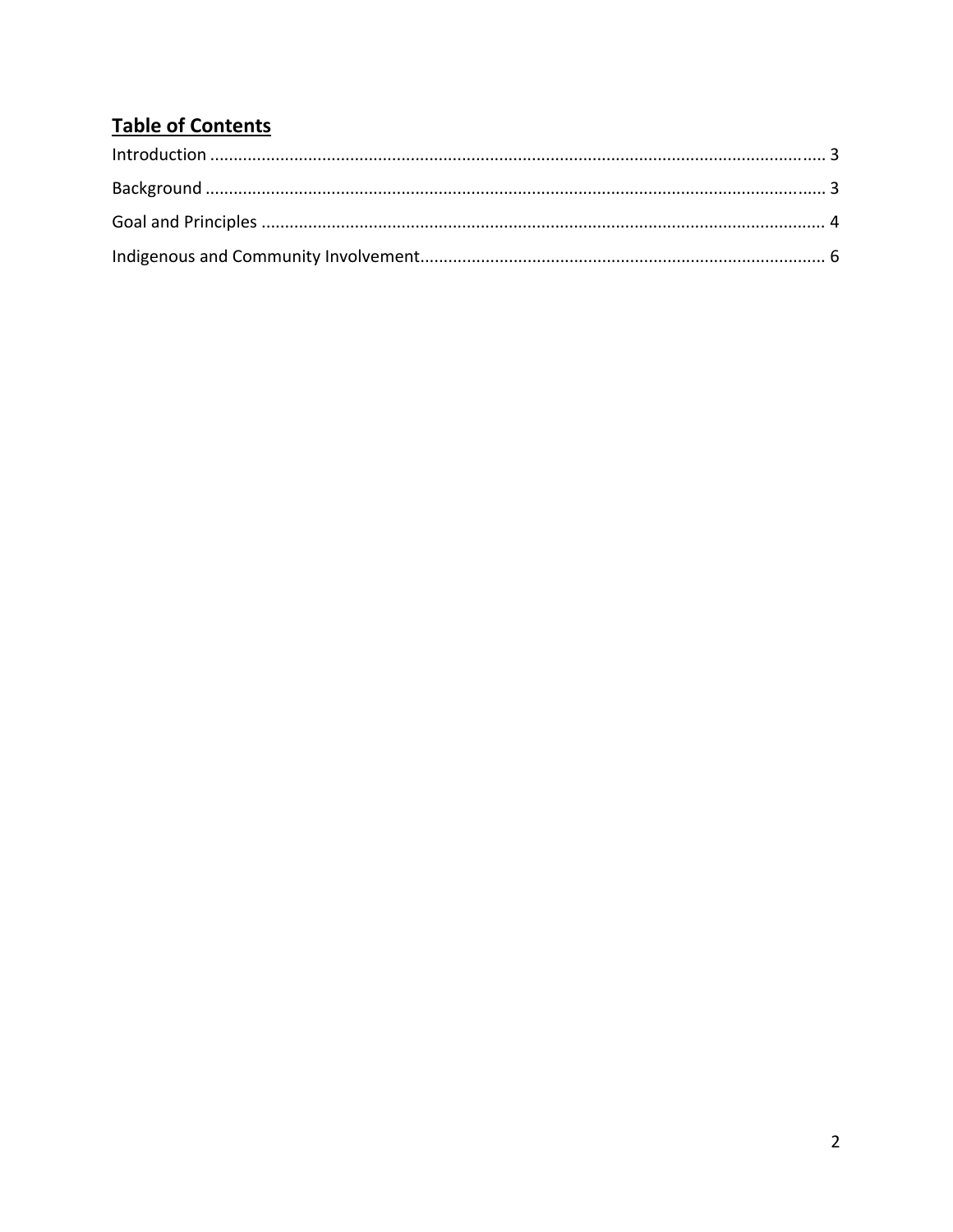## **Table of Contents**

Introduction ................................................................................................................................. 3

Background .................................................................................................................................. 3

Goal and Principles ....................................................................................................................... 4

Indigenous and Community Involvement...................................................................................... 6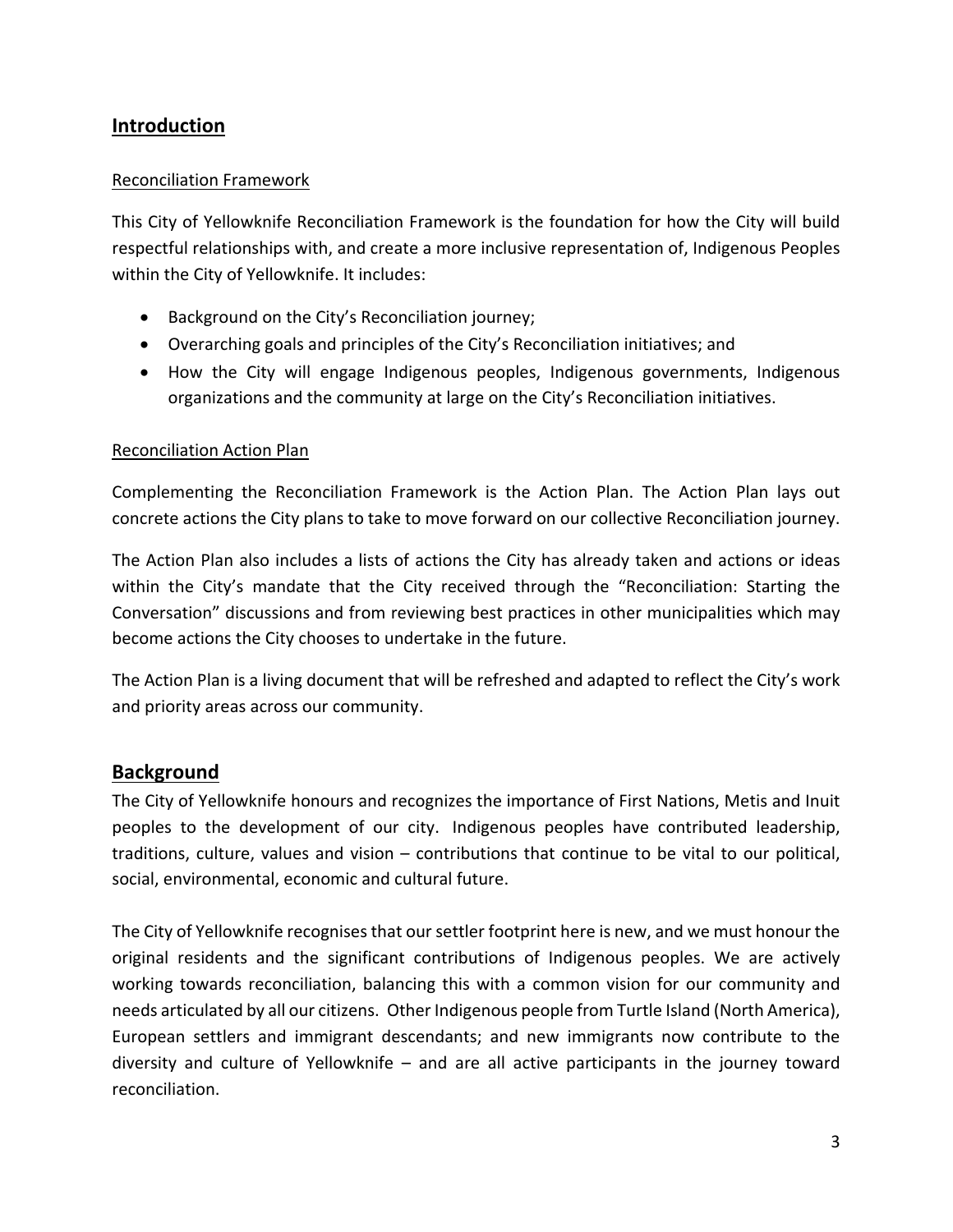## Introduction

### Reconciliation Framework

This City of Yellowknife Reconciliation Framework is the foundation for how the City will build respectful relationships with, and create a more inclusive representation of, Indigenous Peoples within the City of Yellowknife. It includes:

- Background on the City's Reconciliation journey;
- Overarching goals and principles of the City's Reconciliation initiatives; and
- How the City will engage Indigenous peoples, Indigenous governments, Indigenous organizations and the community at large on the City's Reconciliation initiatives.

### Reconciliation Action Plan

Complementing the Reconciliation Framework is the Action Plan. The Action Plan lays out concrete actions the City plans to take to move forward on our collective Reconciliation journey.

The Action Plan also includes a lists of actions the City has already taken and actions or ideas within the City's mandate that the City received through the "Reconciliation: Starting the Conversation" discussions and from reviewing best practices in other municipalities which may become actions the City chooses to undertake in the future.

The Action Plan is a living document that will be refreshed and adapted to reflect the City's work and priority areas across our community.

## Background

The City of Yellowknife honours and recognizes the importance of First Nations, Metis and Inuit peoples to the development of our city. Indigenous peoples have contributed leadership, traditions, culture, values and vision – contributions that continue to be vital to our political, social, environmental, economic and cultural future.

The City of Yellowknife recognises that our settler footprint here is new, and we must honour the original residents and the significant contributions of Indigenous peoples. We are actively working towards reconciliation, balancing this with a common vision for our community and needs articulated by all our citizens. Other Indigenous people from Turtle Island (North America), European settlers and immigrant descendants; and new immigrants now contribute to the diversity and culture of Yellowknife – and are all active participants in the journey toward reconciliation.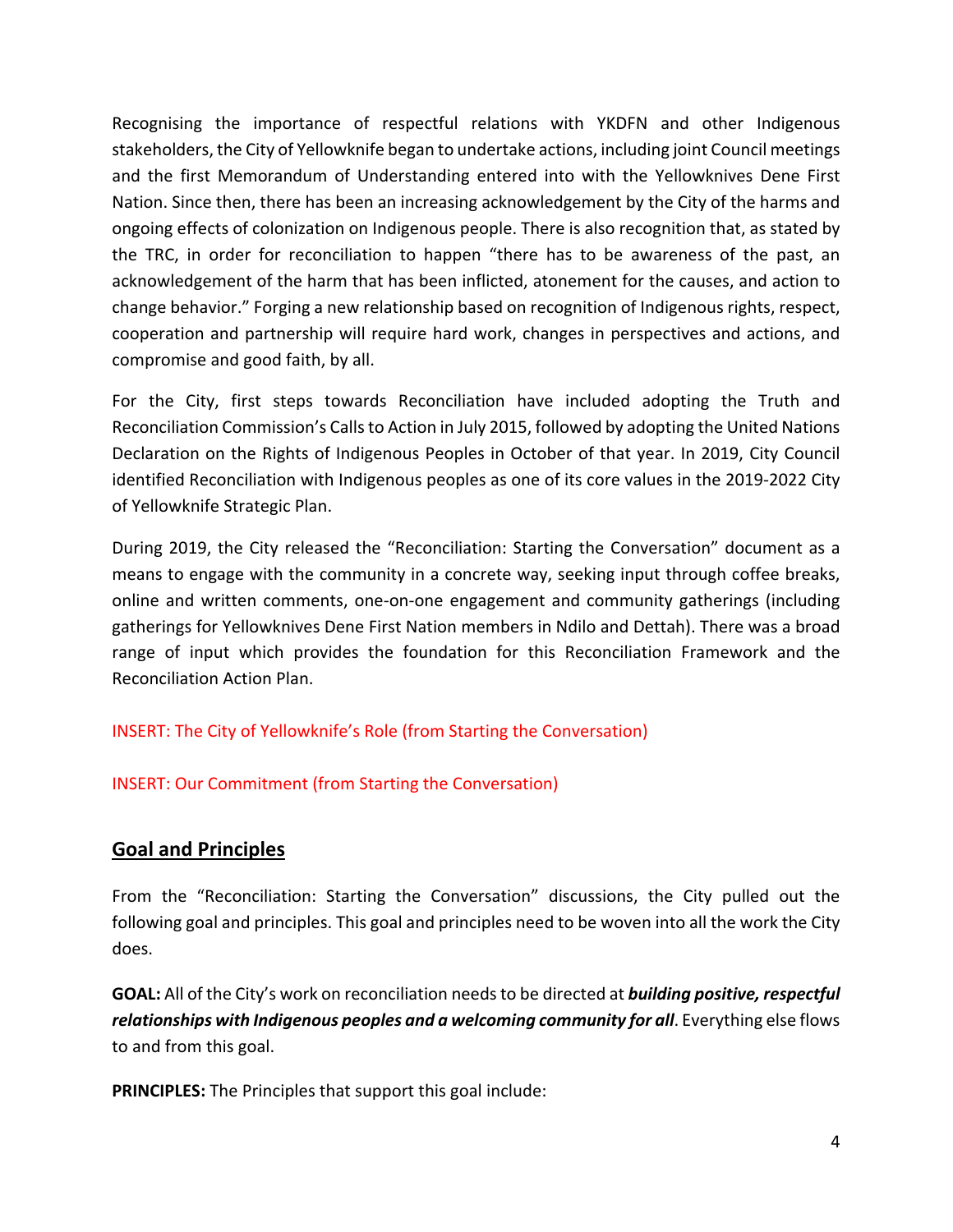Recognising the importance of respectful relations with YKDFN and other Indigenous stakeholders, the City of Yellowknife began to undertake actions, including joint Council meetings and the first Memorandum of Understanding entered into with the Yellowknives Dene First Nation. Since then, there has been an increasing acknowledgement by the City of the harms and ongoing effects of colonization on Indigenous people. There is also recognition that, as stated by the TRC, in order for reconciliation to happen "there has to be awareness of the past, an acknowledgement of the harm that has been inflicted, atonement for the causes, and action to change behavior." Forging a new relationship based on recognition of Indigenous rights, respect, cooperation and partnership will require hard work, changes in perspectives and actions, and compromise and good faith, by all.

For the City, first steps towards Reconciliation have included adopting the Truth and Reconciliation Commission's Calls to Action in July 2015, followed by adopting the United Nations Declaration on the Rights of Indigenous Peoples in October of that year. In 2019, City Council identified Reconciliation with Indigenous peoples as one of its core values in the 2019-2022 City of Yellowknife Strategic Plan.

During 2019, the City released the "Reconciliation: Starting the Conversation" document as a means to engage with the community in a concrete way, seeking input through coffee breaks, online and written comments, one-on-one engagement and community gatherings (including gatherings for Yellowknives Dene First Nation members in Ndilo and Dettah). There was a broad range of input which provides the foundation for this Reconciliation Framework and the Reconciliation Action Plan.

INSERT: The City of Yellowknife's Role (from Starting the Conversation)

INSERT: Our Commitment (from Starting the Conversation)

## Goal and Principles

From the "Reconciliation: Starting the Conversation" discussions, the City pulled out the following goal and principles. This goal and principles need to be woven into all the work the City does.

**GOAL:** All of the City's work on reconciliation needs to be directed at ***building positive, respectful relationships with Indigenous peoples and a welcoming community for all***. Everything else flows to and from this goal.

**PRINCIPLES:** The Principles that support this goal include: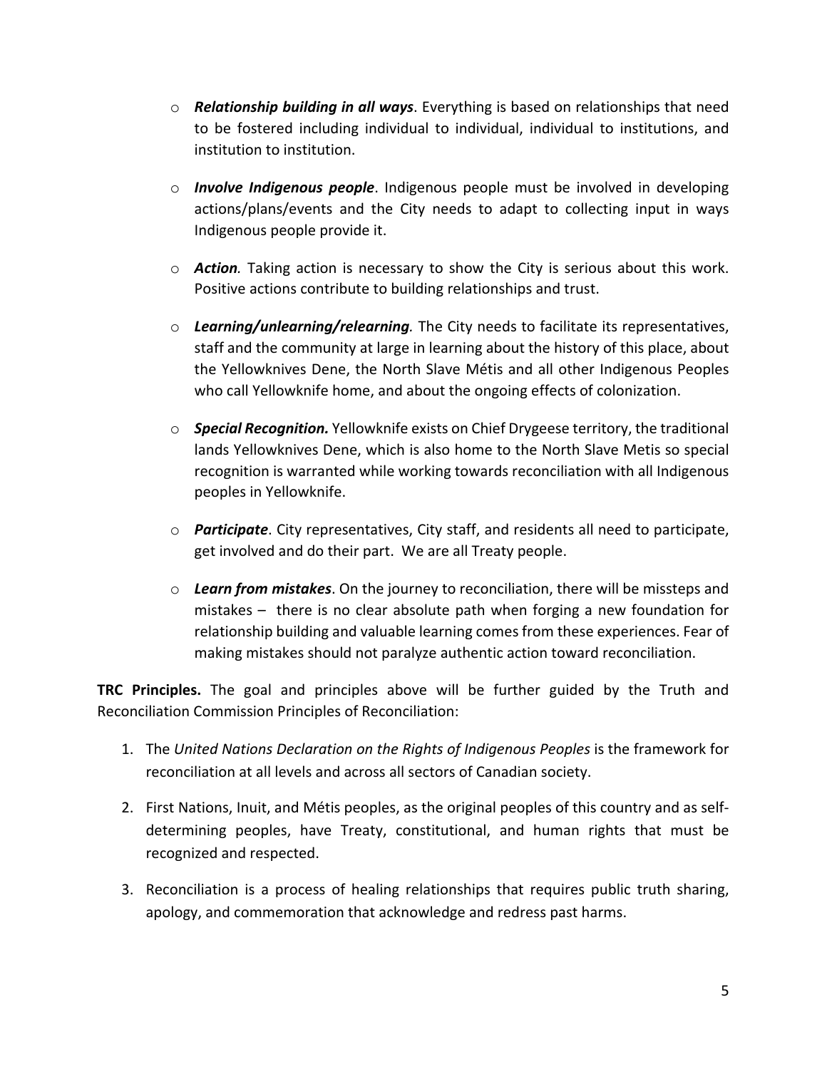- ***Relationship building in all ways***. Everything is based on relationships that need to be fostered including individual to individual, individual to institutions, and institution to institution.

- ***Involve Indigenous people***. Indigenous people must be involved in developing actions/plans/events and the City needs to adapt to collecting input in ways Indigenous people provide it.

- ***Action.*** Taking action is necessary to show the City is serious about this work. Positive actions contribute to building relationships and trust.

- ***Learning/unlearning/relearning.*** The City needs to facilitate its representatives, staff and the community at large in learning about the history of this place, about the Yellowknives Dene, the North Slave Métis and all other Indigenous Peoples who call Yellowknife home, and about the ongoing effects of colonization.

- ***Special Recognition.*** Yellowknife exists on Chief Drygeese territory, the traditional lands Yellowknives Dene, which is also home to the North Slave Metis so special recognition is warranted while working towards reconciliation with all Indigenous peoples in Yellowknife.

- ***Participate***. City representatives, City staff, and residents all need to participate, get involved and do their part. We are all Treaty people.

- ***Learn from mistakes***. On the journey to reconciliation, there will be missteps and mistakes – there is no clear absolute path when forging a new foundation for relationship building and valuable learning comes from these experiences. Fear of making mistakes should not paralyze authentic action toward reconciliation.

**TRC Principles.** The goal and principles above will be further guided by the Truth and Reconciliation Commission Principles of Reconciliation:

1. The *United Nations Declaration on the Rights of Indigenous Peoples* is the framework for reconciliation at all levels and across all sectors of Canadian society.

2. First Nations, Inuit, and Métis peoples, as the original peoples of this country and as self-determining peoples, have Treaty, constitutional, and human rights that must be recognized and respected.

3. Reconciliation is a process of healing relationships that requires public truth sharing, apology, and commemoration that acknowledge and redress past harms.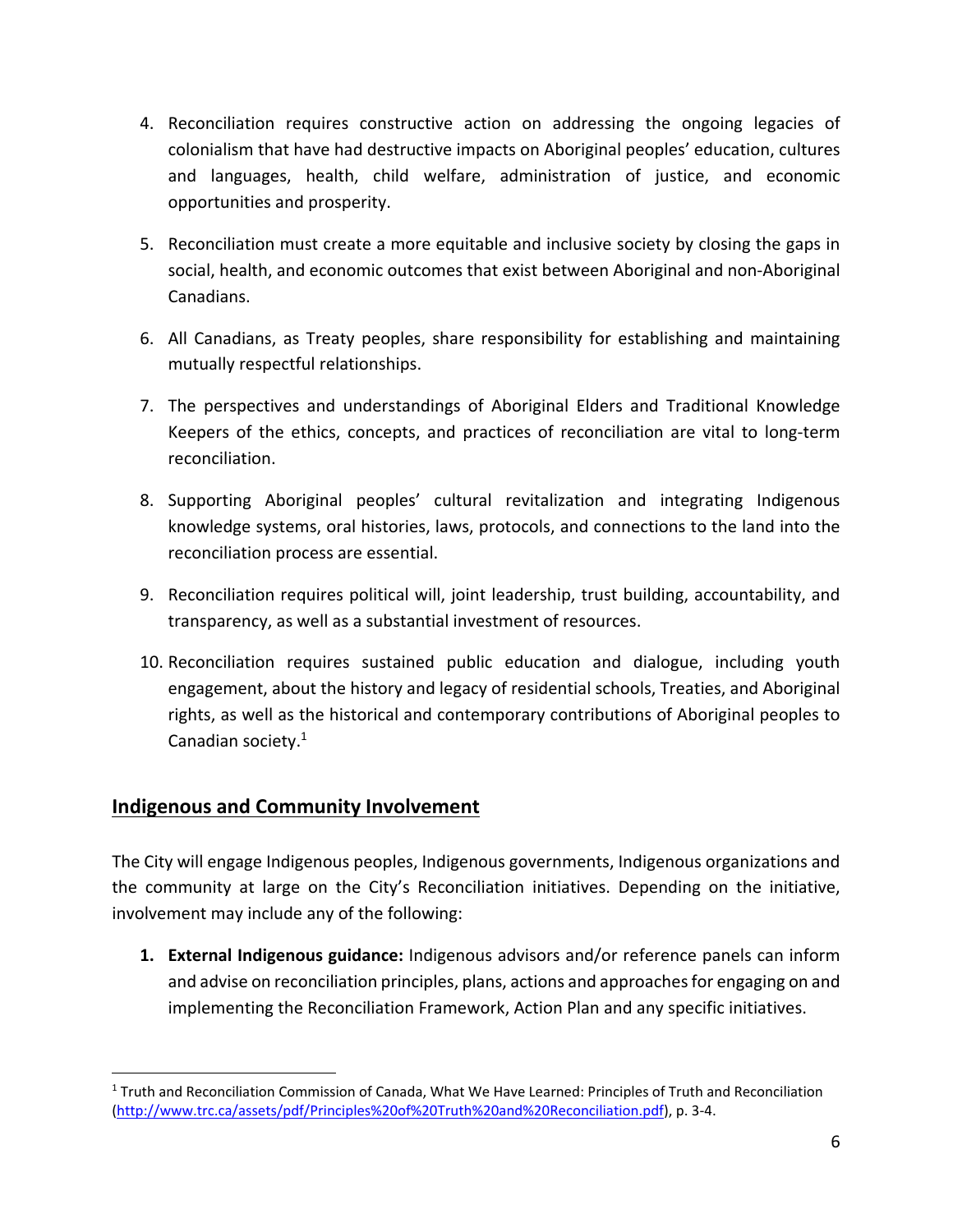4. Reconciliation requires constructive action on addressing the ongoing legacies of colonialism that have had destructive impacts on Aboriginal peoples' education, cultures and languages, health, child welfare, administration of justice, and economic opportunities and prosperity.

5. Reconciliation must create a more equitable and inclusive society by closing the gaps in social, health, and economic outcomes that exist between Aboriginal and non-Aboriginal Canadians.

6. All Canadians, as Treaty peoples, share responsibility for establishing and maintaining mutually respectful relationships.

7. The perspectives and understandings of Aboriginal Elders and Traditional Knowledge Keepers of the ethics, concepts, and practices of reconciliation are vital to long-term reconciliation.

8. Supporting Aboriginal peoples' cultural revitalization and integrating Indigenous knowledge systems, oral histories, laws, protocols, and connections to the land into the reconciliation process are essential.

9. Reconciliation requires political will, joint leadership, trust building, accountability, and transparency, as well as a substantial investment of resources.

10. Reconciliation requires sustained public education and dialogue, including youth engagement, about the history and legacy of residential schools, Treaties, and Aboriginal rights, as well as the historical and contemporary contributions of Aboriginal peoples to Canadian society.[1]

## Indigenous and Community Involvement

The City will engage Indigenous peoples, Indigenous governments, Indigenous organizations and the community at large on the City's Reconciliation initiatives. Depending on the initiative, involvement may include any of the following:

1. **External Indigenous guidance:** Indigenous advisors and/or reference panels can inform and advise on reconciliation principles, plans, actions and approaches for engaging on and implementing the Reconciliation Framework, Action Plan and any specific initiatives.

---

[1] Truth and Reconciliation Commission of Canada, What We Have Learned: Principles of Truth and Reconciliation (http://www.trc.ca/assets/pdf/Principles%20of%20Truth%20and%20Reconciliation.pdf), p. 3-4.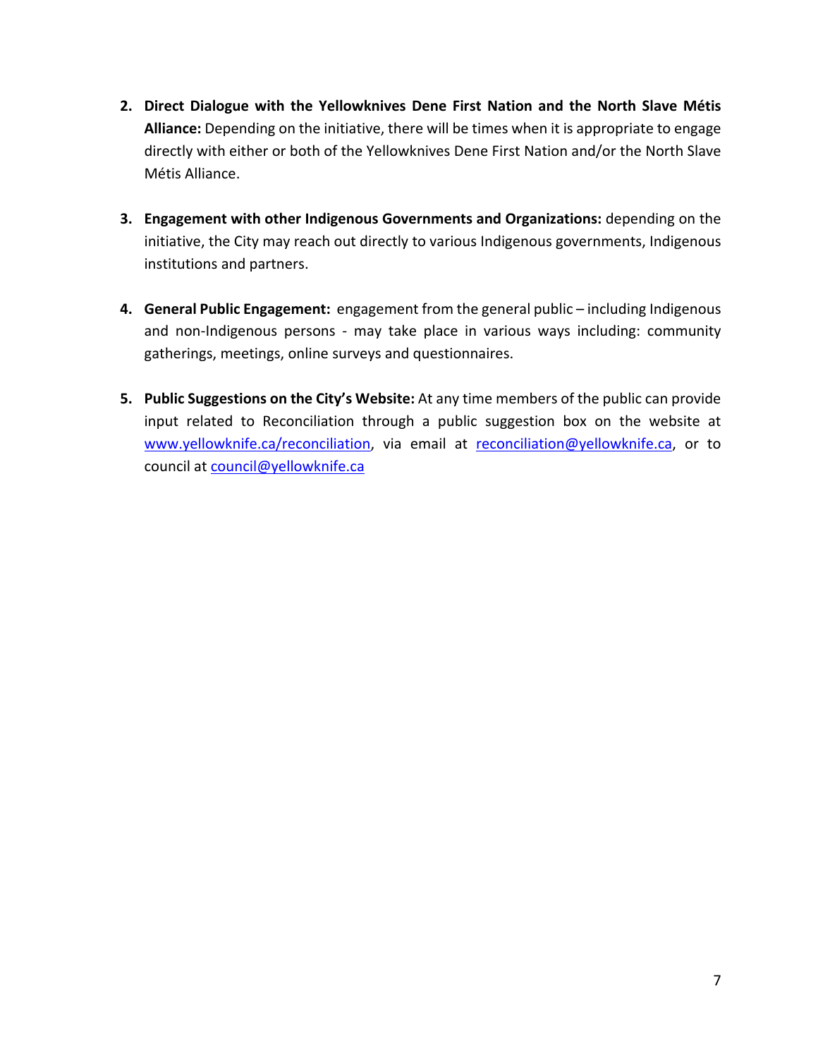2. **Direct Dialogue with the Yellowknives Dene First Nation and the North Slave Métis Alliance:** Depending on the initiative, there will be times when it is appropriate to engage directly with either or both of the Yellowknives Dene First Nation and/or the North Slave Métis Alliance.

3. **Engagement with other Indigenous Governments and Organizations:** depending on the initiative, the City may reach out directly to various Indigenous governments, Indigenous institutions and partners.

4. **General Public Engagement:** engagement from the general public – including Indigenous and non-Indigenous persons - may take place in various ways including: community gatherings, meetings, online surveys and questionnaires.

5. **Public Suggestions on the City's Website:** At any time members of the public can provide input related to Reconciliation through a public suggestion box on the website at [www.yellowknife.ca/reconciliation](www.yellowknife.ca/reconciliation), via email at [reconciliation@yellowknife.ca](mailto:reconciliation@yellowknife.ca), or to council at [council@yellowknife.ca](mailto:council@yellowknife.ca)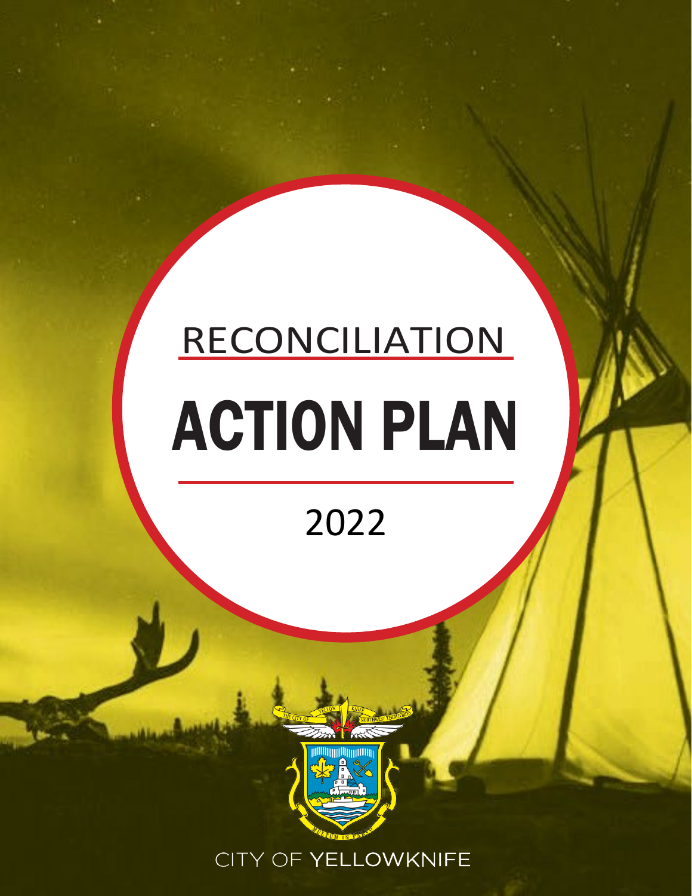# RECONCILIATION

# ACTION PLAN

2022

CITY OF YELLOWKNIFE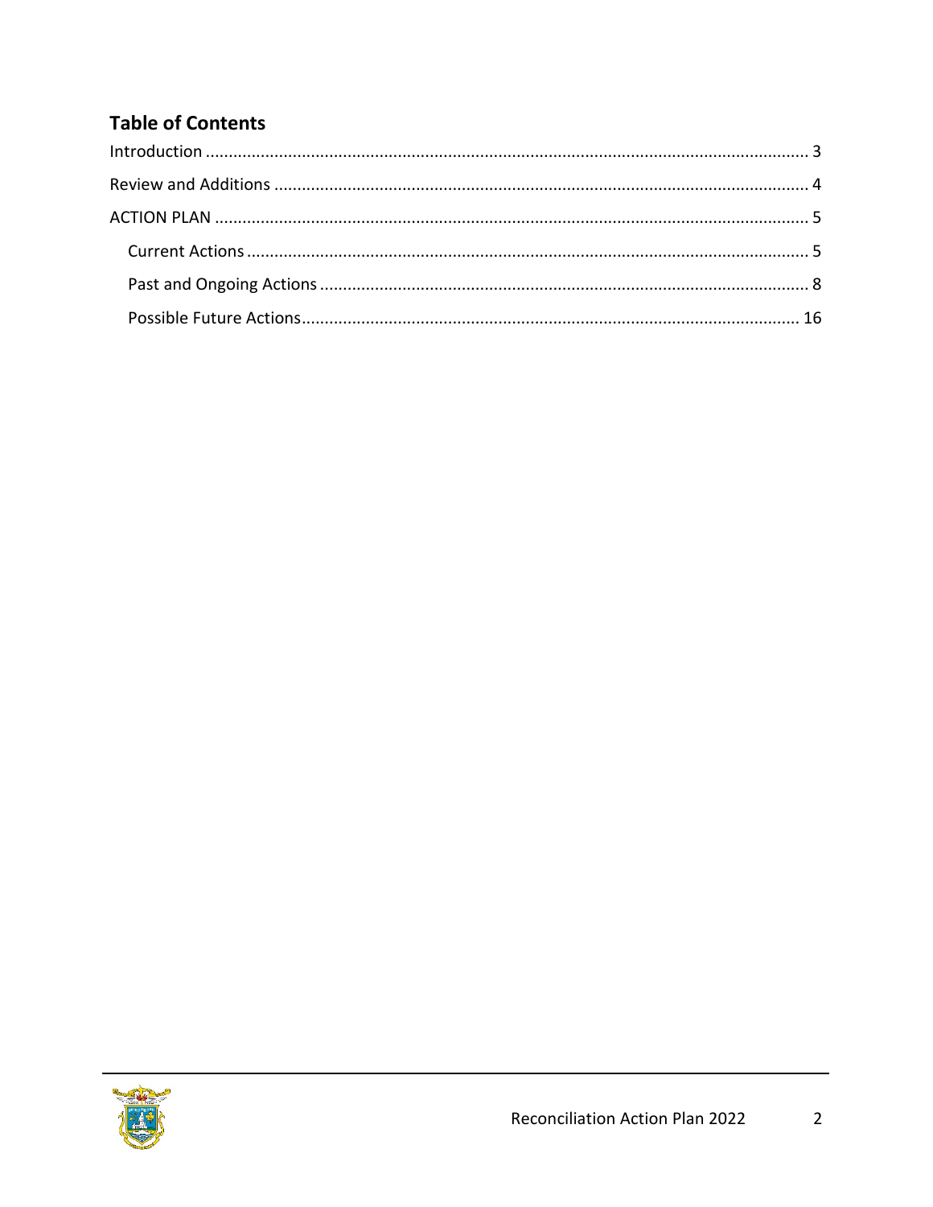## Table of Contents

Introduction ........................................................................................................................ 3

Review and Additions ......................................................................................................... 4

ACTION PLAN ...................................................................................................................... 5

- Current Actions ............................................................................................................... 5
- Past and Ongoing Actions ............................................................................................... 8
- Possible Future Actions.................................................................................................. 16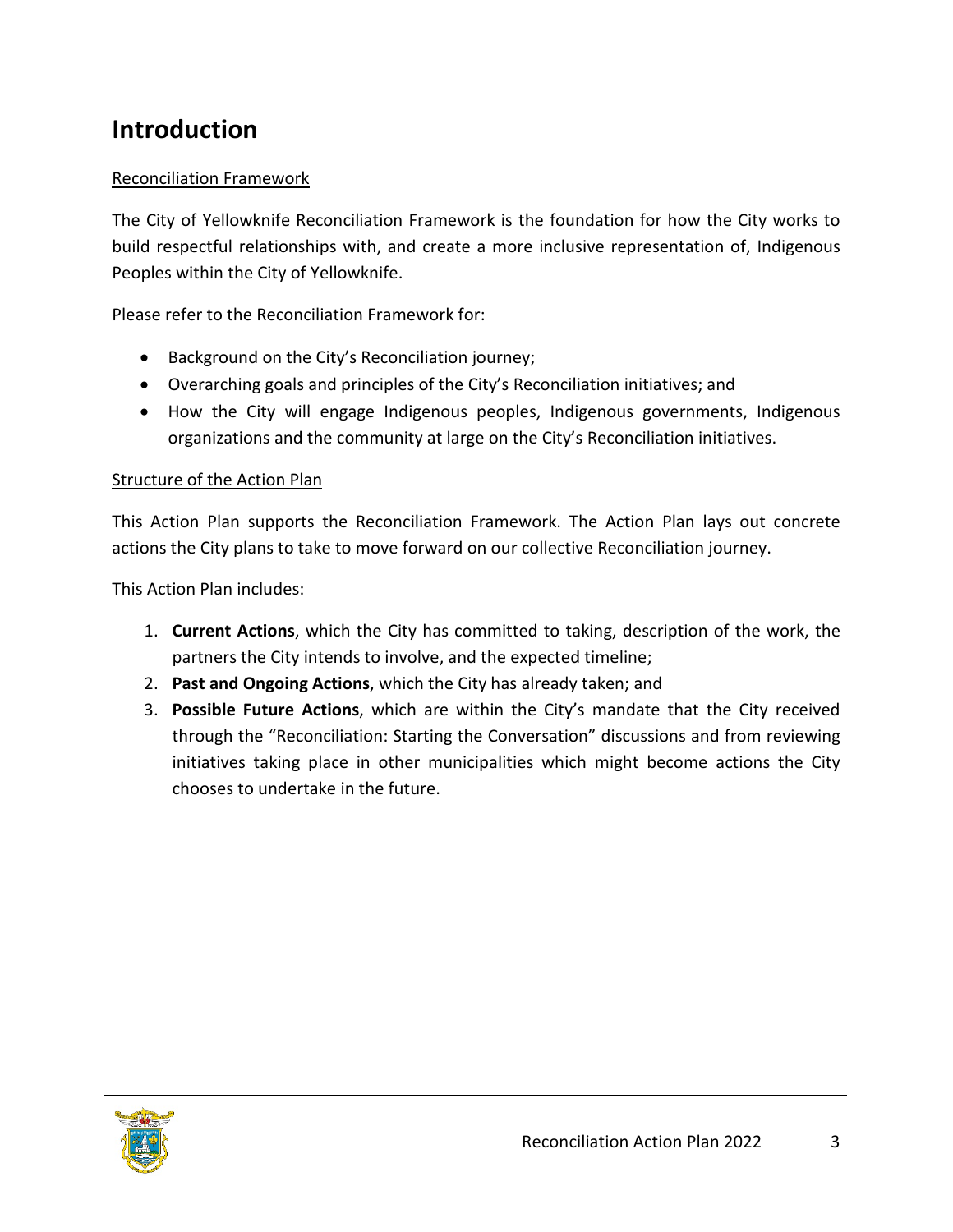# Introduction

Reconciliation Framework

The City of Yellowknife Reconciliation Framework is the foundation for how the City works to build respectful relationships with, and create a more inclusive representation of, Indigenous Peoples within the City of Yellowknife.

Please refer to the Reconciliation Framework for:

- Background on the City's Reconciliation journey;
- Overarching goals and principles of the City's Reconciliation initiatives; and
- How the City will engage Indigenous peoples, Indigenous governments, Indigenous organizations and the community at large on the City's Reconciliation initiatives.

Structure of the Action Plan

This Action Plan supports the Reconciliation Framework. The Action Plan lays out concrete actions the City plans to take to move forward on our collective Reconciliation journey.

This Action Plan includes:

1. **Current Actions**, which the City has committed to taking, description of the work, the partners the City intends to involve, and the expected timeline;
2. **Past and Ongoing Actions**, which the City has already taken; and
3. **Possible Future Actions**, which are within the City's mandate that the City received through the "Reconciliation: Starting the Conversation" discussions and from reviewing initiatives taking place in other municipalities which might become actions the City chooses to undertake in the future.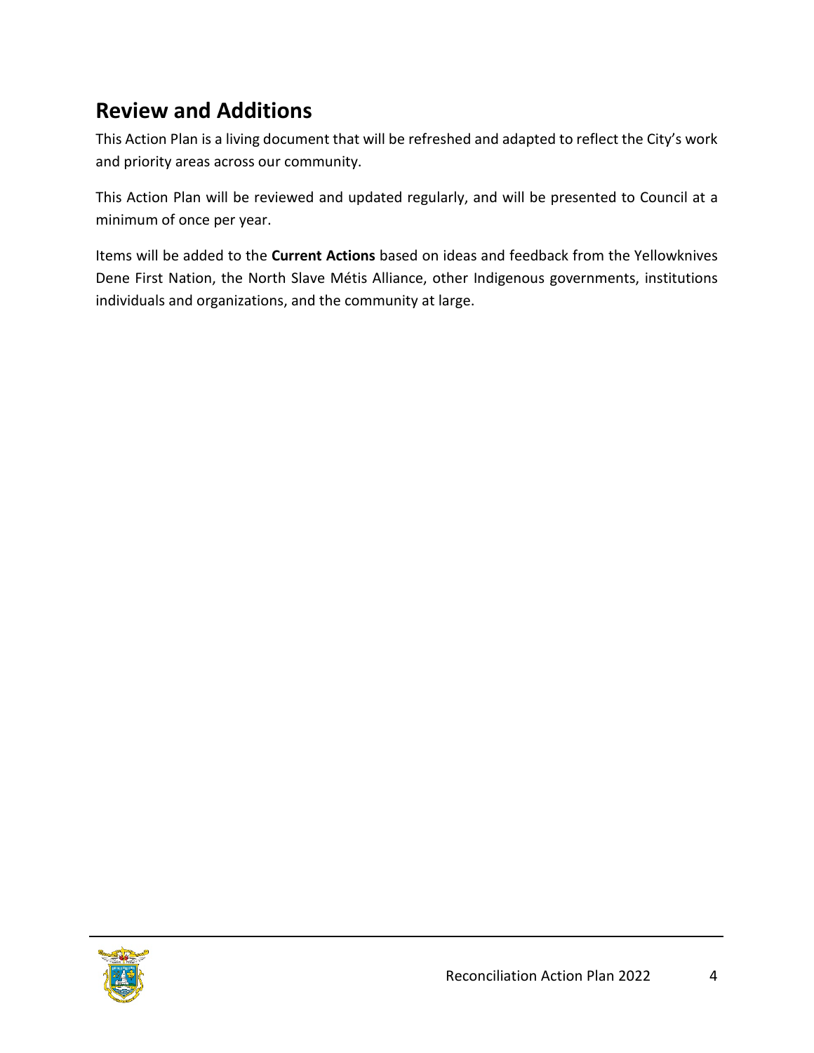## Review and Additions

This Action Plan is a living document that will be refreshed and adapted to reflect the City's work and priority areas across our community.

This Action Plan will be reviewed and updated regularly, and will be presented to Council at a minimum of once per year.

Items will be added to the **Current Actions** based on ideas and feedback from the Yellowknives Dene First Nation, the North Slave Métis Alliance, other Indigenous governments, institutions individuals and organizations, and the community at large.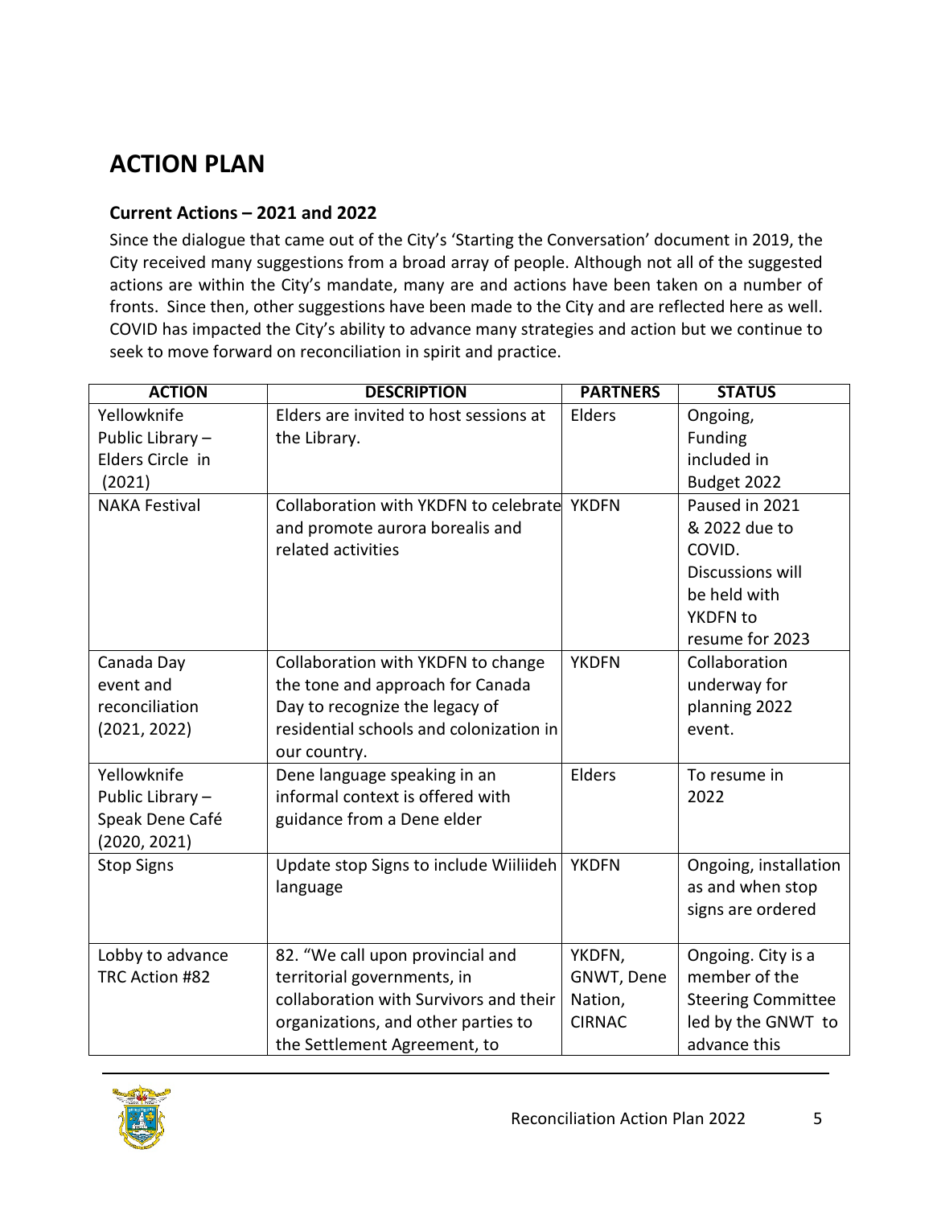# ACTION PLAN

## Current Actions – 2021 and 2022

Since the dialogue that came out of the City's 'Starting the Conversation' document in 2019, the City received many suggestions from a broad array of people. Although not all of the suggested actions are within the City's mandate, many are and actions have been taken on a number of fronts. Since then, other suggestions have been made to the City and are reflected here as well. COVID has impacted the City's ability to advance many strategies and action but we continue to seek to move forward on reconciliation in spirit and practice.

| ACTION | DESCRIPTION | PARTNERS | STATUS |
|---|---|---|---|
| Yellowknife Public Library – Elders Circle in (2021) | Elders are invited to host sessions at the Library. | Elders | Ongoing, Funding included in Budget 2022 |
| NAKA Festival | Collaboration with YKDFN to celebrate and promote aurora borealis and related activities | YKDFN | Paused in 2021 & 2022 due to COVID. Discussions will be held with YKDFN to resume for 2023 |
| Canada Day event and reconciliation (2021, 2022) | Collaboration with YKDFN to change the tone and approach for Canada Day to recognize the legacy of residential schools and colonization in our country. | YKDFN | Collaboration underway for planning 2022 event. |
| Yellowknife Public Library – Speak Dene Café (2020, 2021) | Dene language speaking in an informal context is offered with guidance from a Dene elder | Elders | To resume in 2022 |
| Stop Signs | Update stop Signs to include Wiiliideh language | YKDFN | Ongoing, installation as and when stop signs are ordered |
| Lobby to advance TRC Action #82 | 82. "We call upon provincial and territorial governments, in collaboration with Survivors and their organizations, and other parties to the Settlement Agreement, to | YKDFN, GNWT, Dene Nation, CIRNAC | Ongoing. City is a member of the Steering Committee led by the GNWT to advance this |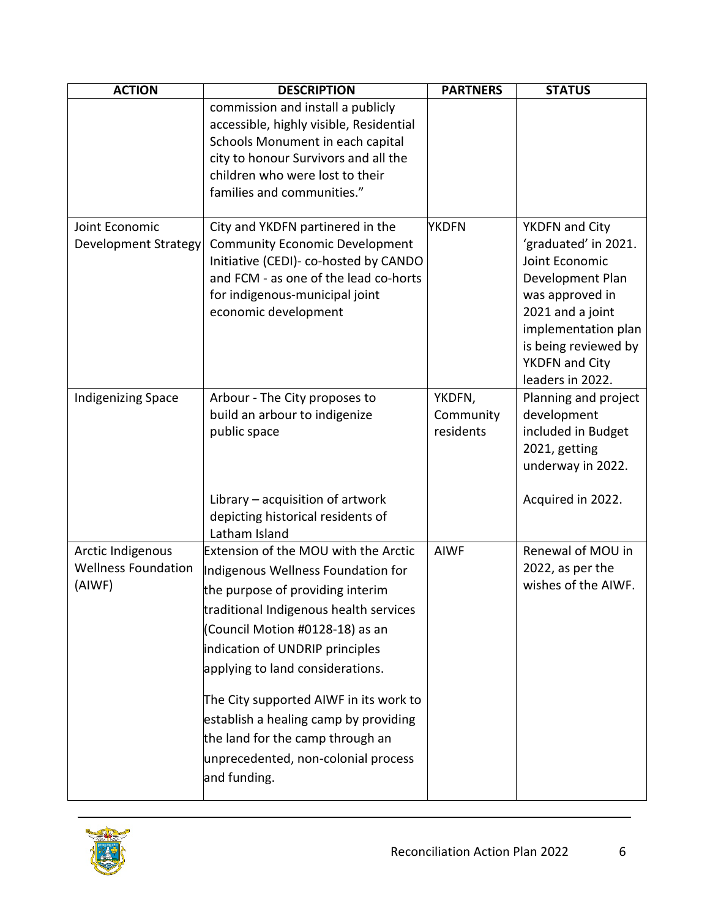| ACTION | DESCRIPTION | PARTNERS | STATUS |
|---|---|---|---|
| | commission and install a publicly accessible, highly visible, Residential Schools Monument in each capital city to honour Survivors and all the children who were lost to their families and communities." | | |
| Joint Economic Development Strategy | City and YKDFN partinered in the Community Economic Development Initiative (CEDI)- co-hosted by CANDO and FCM - as one of the lead co-horts for indigenous-municipal joint economic development | YKDFN | YKDFN and City 'graduated' in 2021. Joint Economic Development Plan was approved in 2021 and a joint implementation plan is being reviewed by YKDFN and City leaders in 2022. |
| Indigenizing Space | Arbour - The City proposes to build an arbour to indigenize public space<br><br>Library – acquisition of artwork depicting historical residents of Latham Island | YKDFN, Community residents | Planning and project development included in Budget 2021, getting underway in 2022.<br><br>Acquired in 2022. |
| Arctic Indigenous Wellness Foundation (AIWF) | Extension of the MOU with the Arctic Indigenous Wellness Foundation for the purpose of providing interim traditional Indigenous health services (Council Motion #0128-18) as an indication of UNDRIP principles applying to land considerations.<br><br>The City supported AIWF in its work to establish a healing camp by providing the land for the camp through an unprecedented, non-colonial process and funding. | AIWF | Renewal of MOU in 2022, as per the wishes of the AIWF. |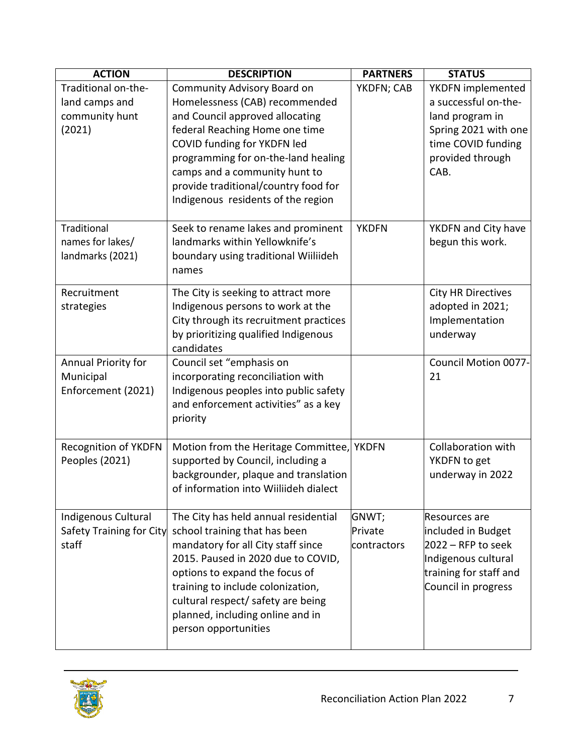| ACTION | DESCRIPTION | PARTNERS | STATUS |
|---|---|---|---|
| Traditional on-the-land camps and community hunt (2021) | Community Advisory Board on Homelessness (CAB) recommended and Council approved allocating federal Reaching Home one time COVID funding for YKDFN led programming for on-the-land healing camps and a community hunt to provide traditional/country food for Indigenous residents of the region | YKDFN; CAB | YKDFN implemented a successful on-the-land program in Spring 2021 with one time COVID funding provided through CAB. |
| Traditional names for lakes/ landmarks (2021) | Seek to rename lakes and prominent landmarks within Yellowknife's boundary using traditional Wiiliideh names | YKDFN | YKDFN and City have begun this work. |
| Recruitment strategies | The City is seeking to attract more Indigenous persons to work at the City through its recruitment practices by prioritizing qualified Indigenous candidates | | City HR Directives adopted in 2021; Implementation underway |
| Annual Priority for Municipal Enforcement (2021) | Council set "emphasis on incorporating reconciliation with Indigenous peoples into public safety and enforcement activities" as a key priority | | Council Motion 0077-21 |
| Recognition of YKDFN Peoples (2021) | Motion from the Heritage Committee, supported by Council, including a backgrounder, plaque and translation of information into Wiiliideh dialect | YKDFN | Collaboration with YKDFN to get underway in 2022 |
| Indigenous Cultural Safety Training for City staff | The City has held annual residential school training that has been mandatory for all City staff since 2015. Paused in 2020 due to COVID, options to expand the focus of training to include colonization, cultural respect/ safety are being planned, including online and in person opportunities | GNWT; Private contractors | Resources are included in Budget 2022 – RFP to seek Indigenous cultural training for staff and Council in progress |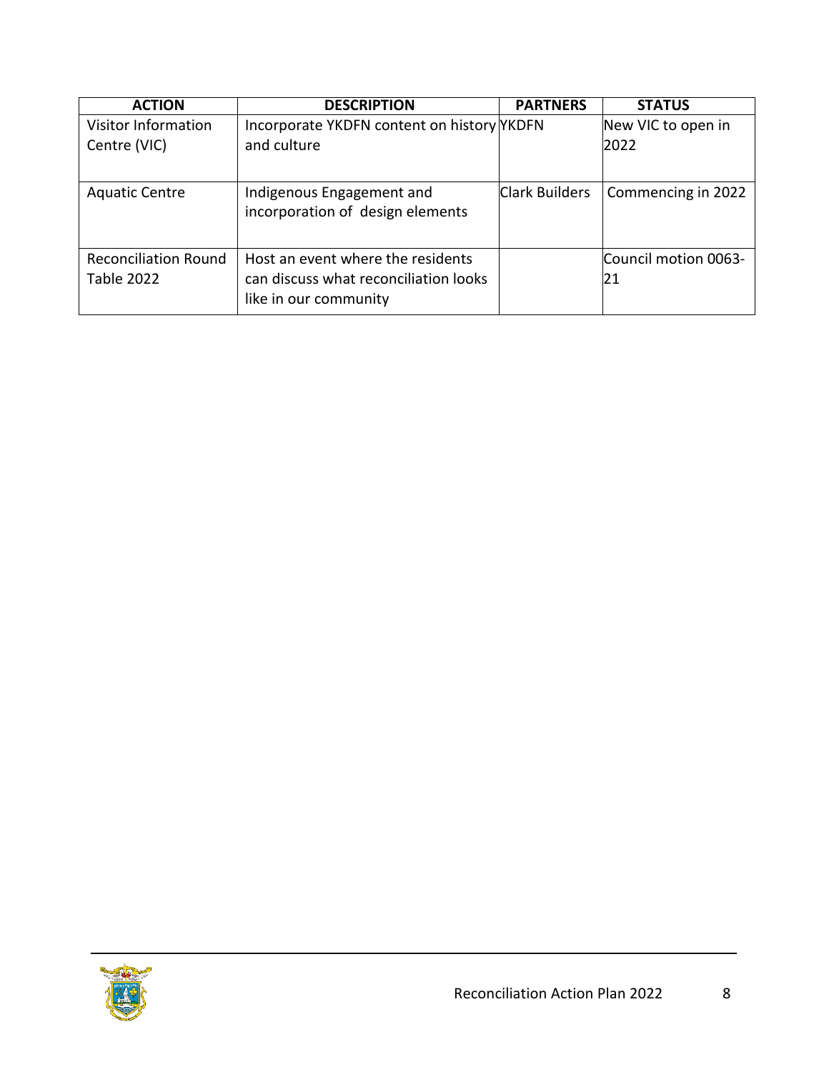| ACTION | DESCRIPTION | PARTNERS | STATUS |
|---|---|---|---|
| Visitor Information Centre (VIC) | Incorporate YKDFN content on history and culture | YKDFN | New VIC to open in 2022 |
| Aquatic Centre | Indigenous Engagement and incorporation of design elements | Clark Builders | Commencing in 2022 |
| Reconciliation Round Table 2022 | Host an event where the residents can discuss what reconciliation looks like in our community | | Council motion 0063-21 |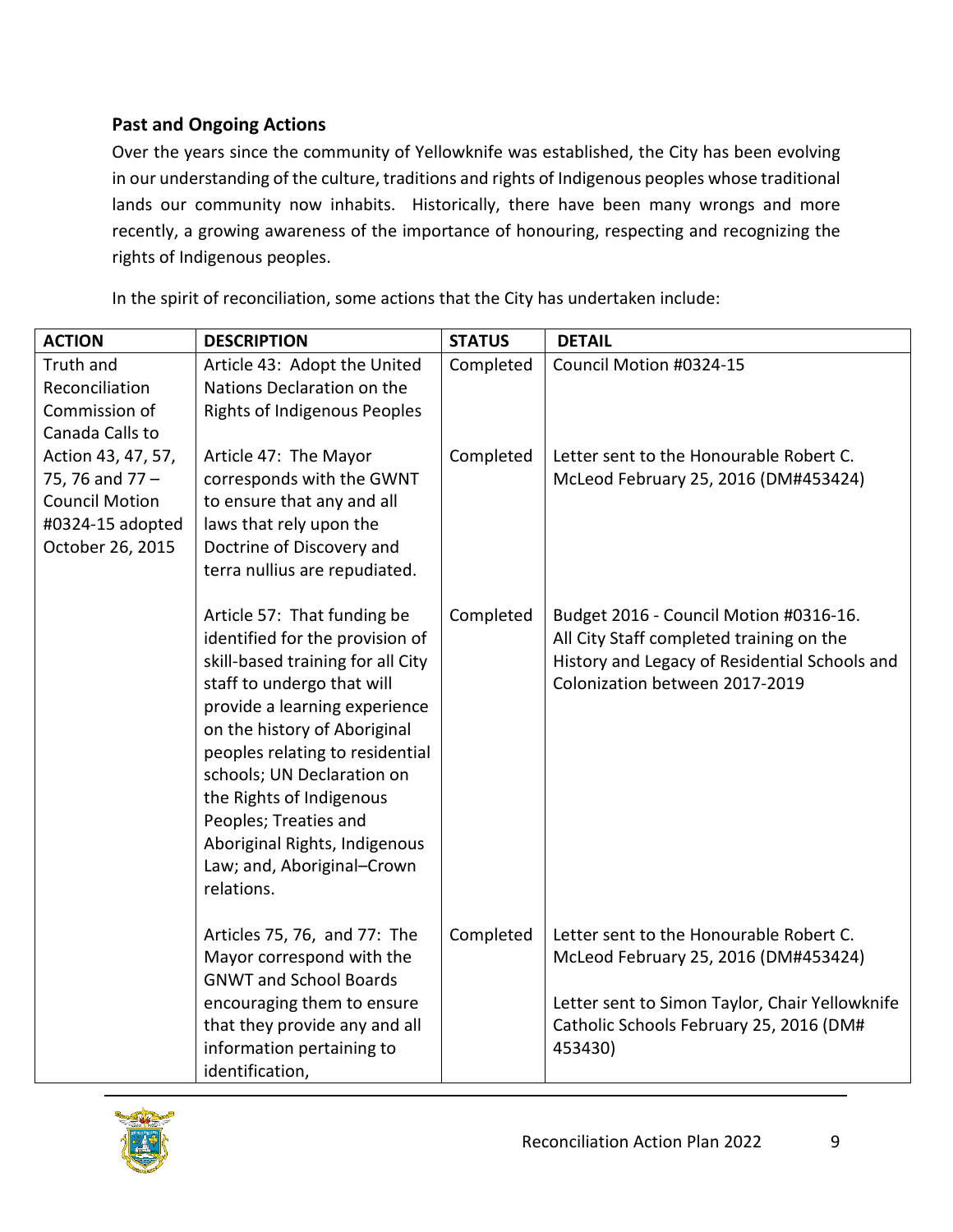### Past and Ongoing Actions

Over the years since the community of Yellowknife was established, the City has been evolving in our understanding of the culture, traditions and rights of Indigenous peoples whose traditional lands our community now inhabits. Historically, there have been many wrongs and more recently, a growing awareness of the importance of honouring, respecting and recognizing the rights of Indigenous peoples.

In the spirit of reconciliation, some actions that the City has undertaken include:

| ACTION | DESCRIPTION | STATUS | DETAIL |
|---|---|---|---|
| Truth and Reconciliation Commission of Canada Calls to Action 43, 47, 57, 75, 76 and 77 – Council Motion #0324-15 adopted October 26, 2015 | Article 43: Adopt the United Nations Declaration on the Rights of Indigenous Peoples | Completed | Council Motion #0324-15 |
| | Article 47: The Mayor corresponds with the GWNT to ensure that any and all laws that rely upon the Doctrine of Discovery and terra nullius are repudiated. | Completed | Letter sent to the Honourable Robert C. McLeod February 25, 2016 (DM#453424) |
| | Article 57: That funding be identified for the provision of skill-based training for all City staff to undergo that will provide a learning experience on the history of Aboriginal peoples relating to residential schools; UN Declaration on the Rights of Indigenous Peoples; Treaties and Aboriginal Rights, Indigenous Law; and, Aboriginal–Crown relations. | Completed | Budget 2016 - Council Motion #0316-16. All City Staff completed training on the History and Legacy of Residential Schools and Colonization between 2017-2019 |
| | Articles 75, 76, and 77: The Mayor correspond with the GNWT and School Boards encouraging them to ensure that they provide any and all information pertaining to identification, | Completed | Letter sent to the Honourable Robert C. McLeod February 25, 2016 (DM#453424)<br><br>Letter sent to Simon Taylor, Chair Yellowknife Catholic Schools February 25, 2016 (DM# 453430) |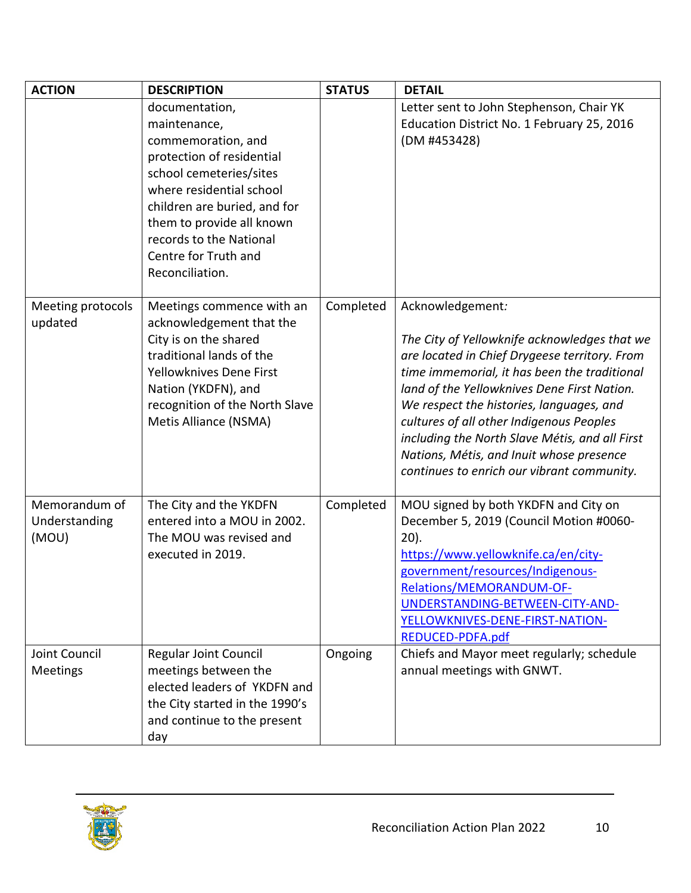| ACTION | DESCRIPTION | STATUS | DETAIL |
|---|---|---|---|
| | documentation, maintenance, commemoration, and protection of residential school cemeteries/sites where residential school children are buried, and for them to provide all known records to the National Centre for Truth and Reconciliation. | | Letter sent to John Stephenson, Chair YK Education District No. 1 February 25, 2016 (DM #453428) |
| Meeting protocols updated | Meetings commence with an acknowledgement that the City is on the shared traditional lands of the Yellowknives Dene First Nation (YKDFN), and recognition of the North Slave Metis Alliance (NSMA) | Completed | Acknowledgement:<br><br>*The City of Yellowknife acknowledges that we are located in Chief Drygeese territory. From time immemorial, it has been the traditional land of the Yellowknives Dene First Nation. We respect the histories, languages, and cultures of all other Indigenous Peoples including the North Slave Métis, and all First Nations, Métis, and Inuit whose presence continues to enrich our vibrant community.* |
| Memorandum of Understanding (MOU) | The City and the YKDFN entered into a MOU in 2002. The MOU was revised and executed in 2019. | Completed | MOU signed by both YKDFN and City on December 5, 2019 (Council Motion #0060-20). [https://www.yellowknife.ca/en/city-government/resources/Indigenous-Relations/MEMORANDUM-OF-UNDERSTANDING-BETWEEN-CITY-AND-YELLOWKNIVES-DENE-FIRST-NATION-REDUCED-PDFA.pdf](https://www.yellowknife.ca/en/city-government/resources/Indigenous-Relations/MEMORANDUM-OF-UNDERSTANDING-BETWEEN-CITY-AND-YELLOWKNIVES-DENE-FIRST-NATION-REDUCED-PDFA.pdf) |
| Joint Council Meetings | Regular Joint Council meetings between the elected leaders of YKDFN and the City started in the 1990's and continue to the present day | Ongoing | Chiefs and Mayor meet regularly; schedule annual meetings with GNWT. |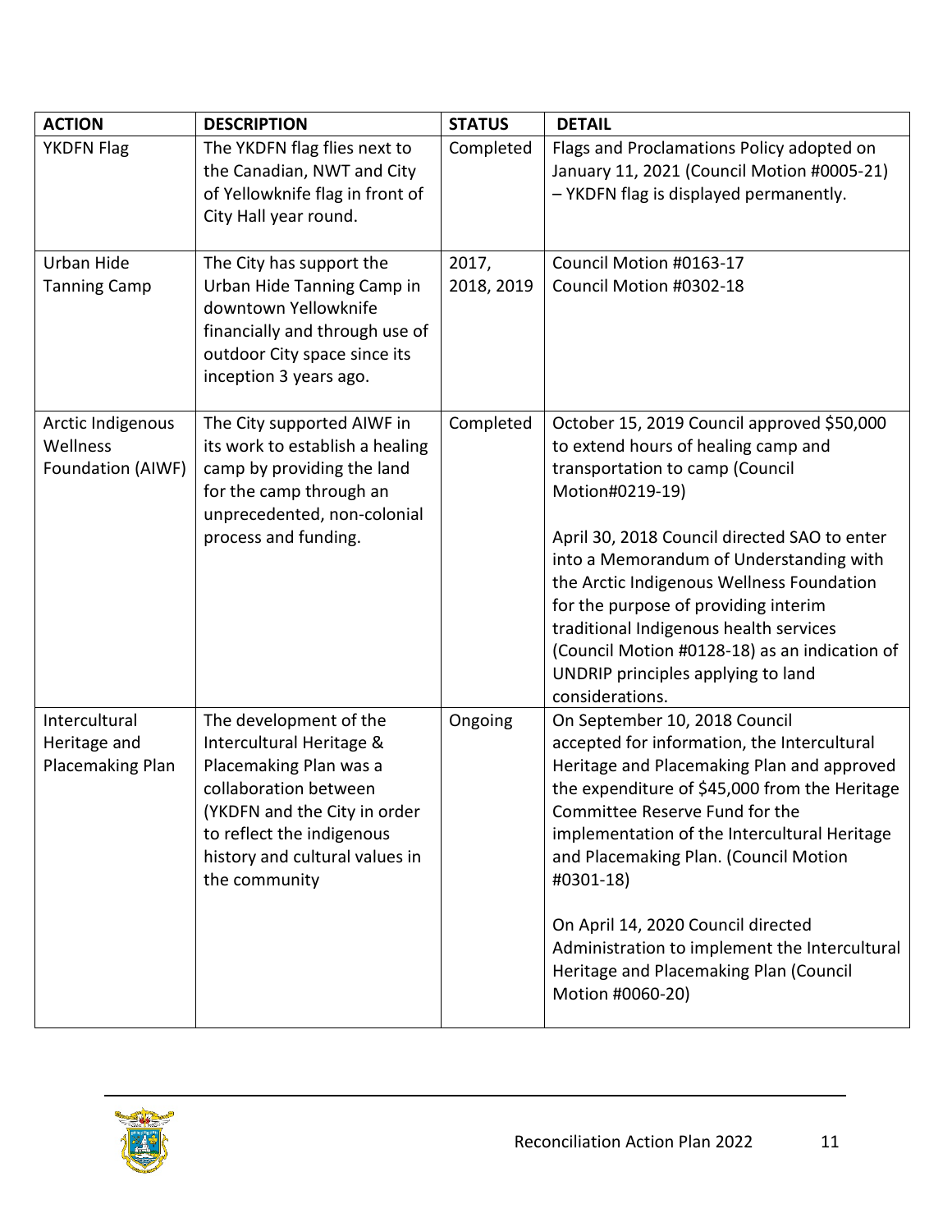| ACTION | DESCRIPTION | STATUS | DETAIL |
|---|---|---|---|
| YKDFN Flag | The YKDFN flag flies next to the Canadian, NWT and City of Yellowknife flag in front of City Hall year round. | Completed | Flags and Proclamations Policy adopted on January 11, 2021 (Council Motion #0005-21) – YKDFN flag is displayed permanently. |
| Urban Hide Tanning Camp | The City has support the Urban Hide Tanning Camp in downtown Yellowknife financially and through use of outdoor City space since its inception 3 years ago. | 2017, 2018, 2019 | Council Motion #0163-17<br>Council Motion #0302-18 |
| Arctic Indigenous Wellness Foundation (AIWF) | The City supported AIWF in its work to establish a healing camp by providing the land for the camp through an unprecedented, non-colonial process and funding. | Completed | October 15, 2019 Council approved $50,000 to extend hours of healing camp and transportation to camp (Council Motion#0219-19)<br><br>April 30, 2018 Council directed SAO to enter into a Memorandum of Understanding with the Arctic Indigenous Wellness Foundation for the purpose of providing interim traditional Indigenous health services (Council Motion #0128-18) as an indication of UNDRIP principles applying to land considerations. |
| Intercultural Heritage and Placemaking Plan | The development of the Intercultural Heritage & Placemaking Plan was a collaboration between (YKDFN and the City in order to reflect the indigenous history and cultural values in the community | Ongoing | On September 10, 2018 Council accepted for information, the Intercultural Heritage and Placemaking Plan and approved the expenditure of $45,000 from the Heritage Committee Reserve Fund for the implementation of the Intercultural Heritage and Placemaking Plan. (Council Motion #0301-18)<br><br>On April 14, 2020 Council directed Administration to implement the Intercultural Heritage and Placemaking Plan (Council Motion #0060-20) |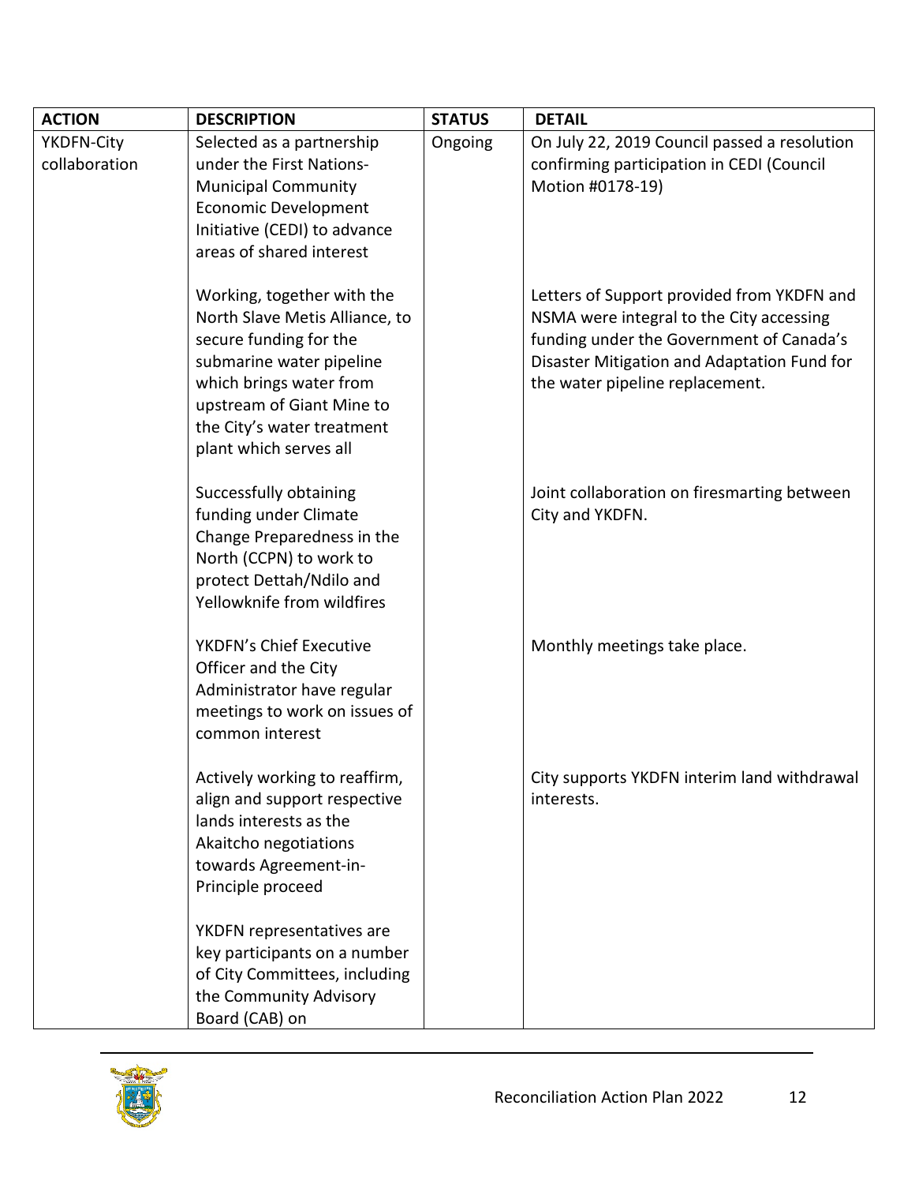| ACTION | DESCRIPTION | STATUS | DETAIL |
|---|---|---|---|
| YKDFN-City collaboration | Selected as a partnership under the First Nations-Municipal Community Economic Development Initiative (CEDI) to advance areas of shared interest | Ongoing | On July 22, 2019 Council passed a resolution confirming participation in CEDI (Council Motion #0178-19) |
| | Working, together with the North Slave Metis Alliance, to secure funding for the submarine water pipeline which brings water from upstream of Giant Mine to the City's water treatment plant which serves all | | Letters of Support provided from YKDFN and NSMA were integral to the City accessing funding under the Government of Canada's Disaster Mitigation and Adaptation Fund for the water pipeline replacement. |
| | Successfully obtaining funding under Climate Change Preparedness in the North (CCPN) to work to protect Dettah/Ndilo and Yellowknife from wildfires | | Joint collaboration on firesmarting between City and YKDFN. |
| | YKDFN's Chief Executive Officer and the City Administrator have regular meetings to work on issues of common interest | | Monthly meetings take place. |
| | Actively working to reaffirm, align and support respective lands interests as the Akaitcho negotiations towards Agreement-in-Principle proceed | | City supports YKDFN interim land withdrawal interests. |
| | YKDFN representatives are key participants on a number of City Committees, including the Community Advisory Board (CAB) on | | |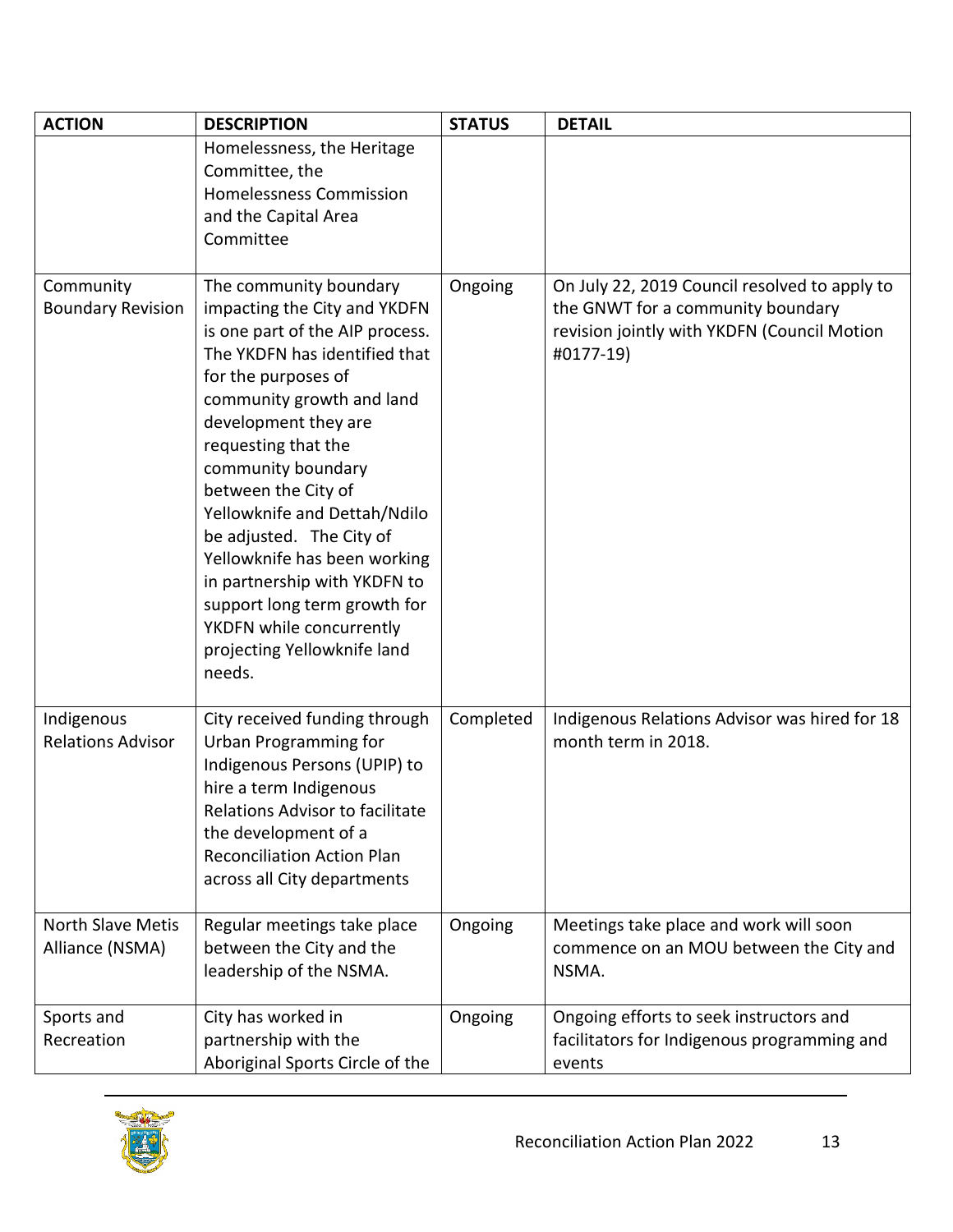| ACTION | DESCRIPTION | STATUS | DETAIL |
|---|---|---|---|
| | Homelessness, the Heritage Committee, the Homelessness Commission and the Capital Area Committee | | |
| Community Boundary Revision | The community boundary impacting the City and YKDFN is one part of the AIP process. The YKDFN has identified that for the purposes of community growth and land development they are requesting that the community boundary between the City of Yellowknife and Dettah/Ndilo be adjusted. The City of Yellowknife has been working in partnership with YKDFN to support long term growth for YKDFN while concurrently projecting Yellowknife land needs. | Ongoing | On July 22, 2019 Council resolved to apply to the GNWT for a community boundary revision jointly with YKDFN (Council Motion #0177-19) |
| Indigenous Relations Advisor | City received funding through Urban Programming for Indigenous Persons (UPIP) to hire a term Indigenous Relations Advisor to facilitate the development of a Reconciliation Action Plan across all City departments | Completed | Indigenous Relations Advisor was hired for 18 month term in 2018. |
| North Slave Metis Alliance (NSMA) | Regular meetings take place between the City and the leadership of the NSMA. | Ongoing | Meetings take place and work will soon commence on an MOU between the City and NSMA. |
| Sports and Recreation | City has worked in partnership with the Aboriginal Sports Circle of the | Ongoing | Ongoing efforts to seek instructors and facilitators for Indigenous programming and events |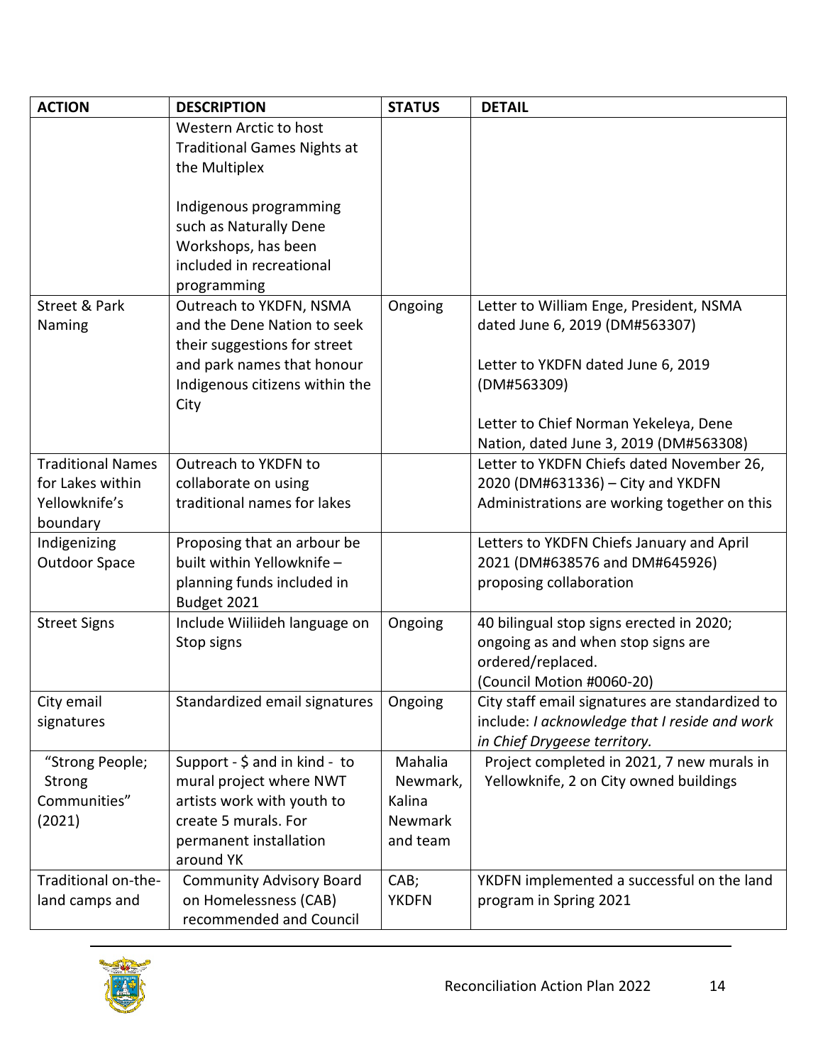| ACTION | DESCRIPTION | STATUS | DETAIL |
|---|---|---|---|
| | Western Arctic to host Traditional Games Nights at the Multiplex<br><br>Indigenous programming such as Naturally Dene Workshops, has been included in recreational programming | | |
| Street & Park Naming | Outreach to YKDFN, NSMA and the Dene Nation to seek their suggestions for street and park names that honour Indigenous citizens within the City | Ongoing | Letter to William Enge, President, NSMA dated June 6, 2019 (DM#563307)<br><br>Letter to YKDFN dated June 6, 2019 (DM#563309)<br><br>Letter to Chief Norman Yekeleya, Dene Nation, dated June 3, 2019 (DM#563308) |
| Traditional Names for Lakes within Yellowknife's boundary | Outreach to YKDFN to collaborate on using traditional names for lakes | | Letter to YKDFN Chiefs dated November 26, 2020 (DM#631336) – City and YKDFN Administrations are working together on this |
| Indigenizing Outdoor Space | Proposing that an arbour be built within Yellowknife – planning funds included in Budget 2021 | | Letters to YKDFN Chiefs January and April 2021 (DM#638576 and DM#645926) proposing collaboration |
| Street Signs | Include Wiiliideh language on Stop signs | Ongoing | 40 bilingual stop signs erected in 2020; ongoing as and when stop signs are ordered/replaced. (Council Motion #0060-20) |
| City email signatures | Standardized email signatures | Ongoing | City staff email signatures are standardized to include: *I acknowledge that I reside and work in Chief Drygeese territory.* |
| "Strong People; Strong Communities" (2021) | Support - $ and in kind - to mural project where NWT artists work with youth to create 5 murals. For permanent installation around YK | Mahalia Newmark, Kalina Newmark and team | Project completed in 2021, 7 new murals in Yellowknife, 2 on City owned buildings |
| Traditional on-the-land camps and | Community Advisory Board on Homelessness (CAB) recommended and Council | CAB; YKDFN | YKDFN implemented a successful on the land program in Spring 2021 |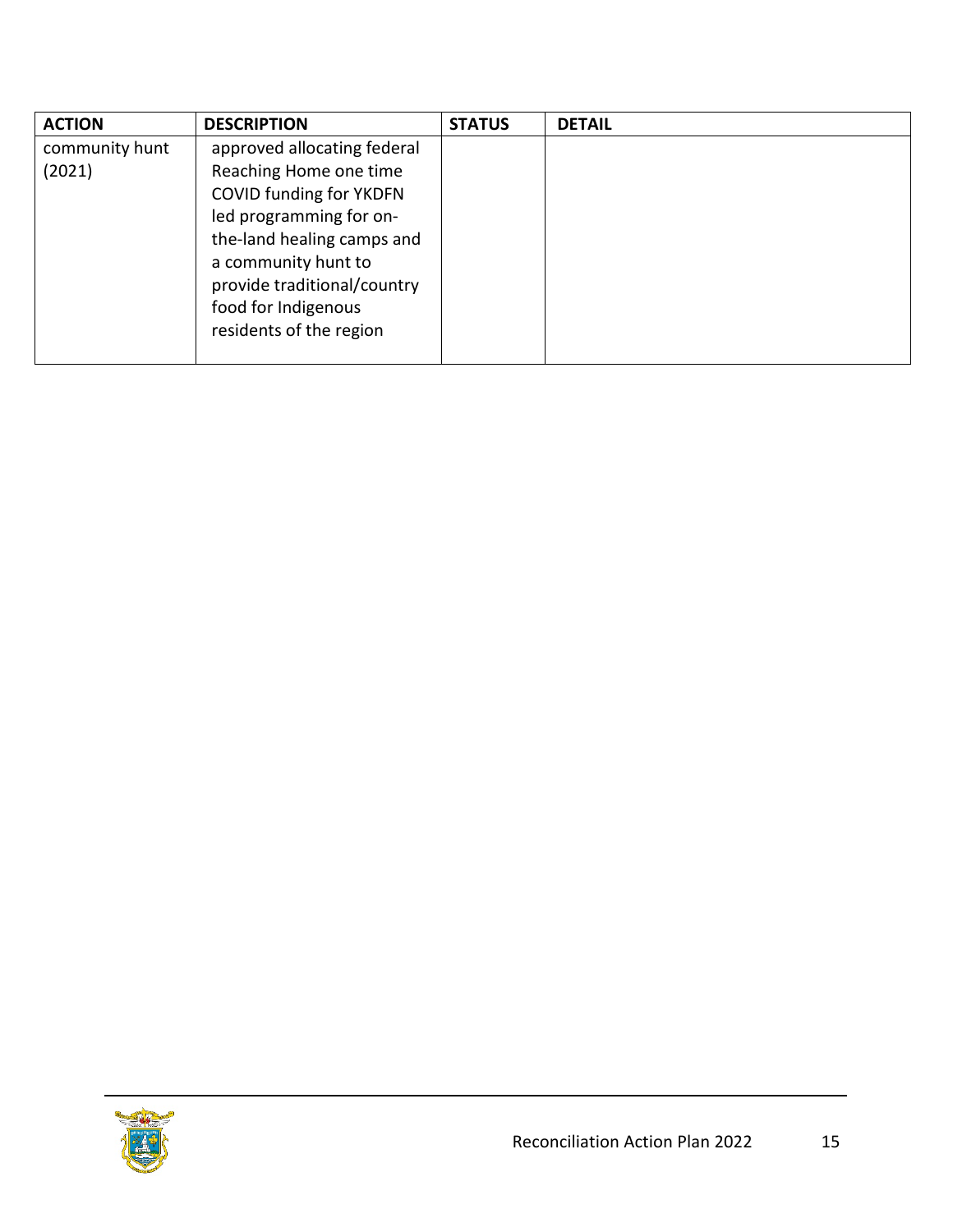| ACTION | DESCRIPTION | STATUS | DETAIL |
| --- | --- | --- | --- |
| community hunt (2021) | approved allocating federal Reaching Home one time COVID funding for YKDFN led programming for on-the-land healing camps and a community hunt to provide traditional/country food for Indigenous residents of the region | | |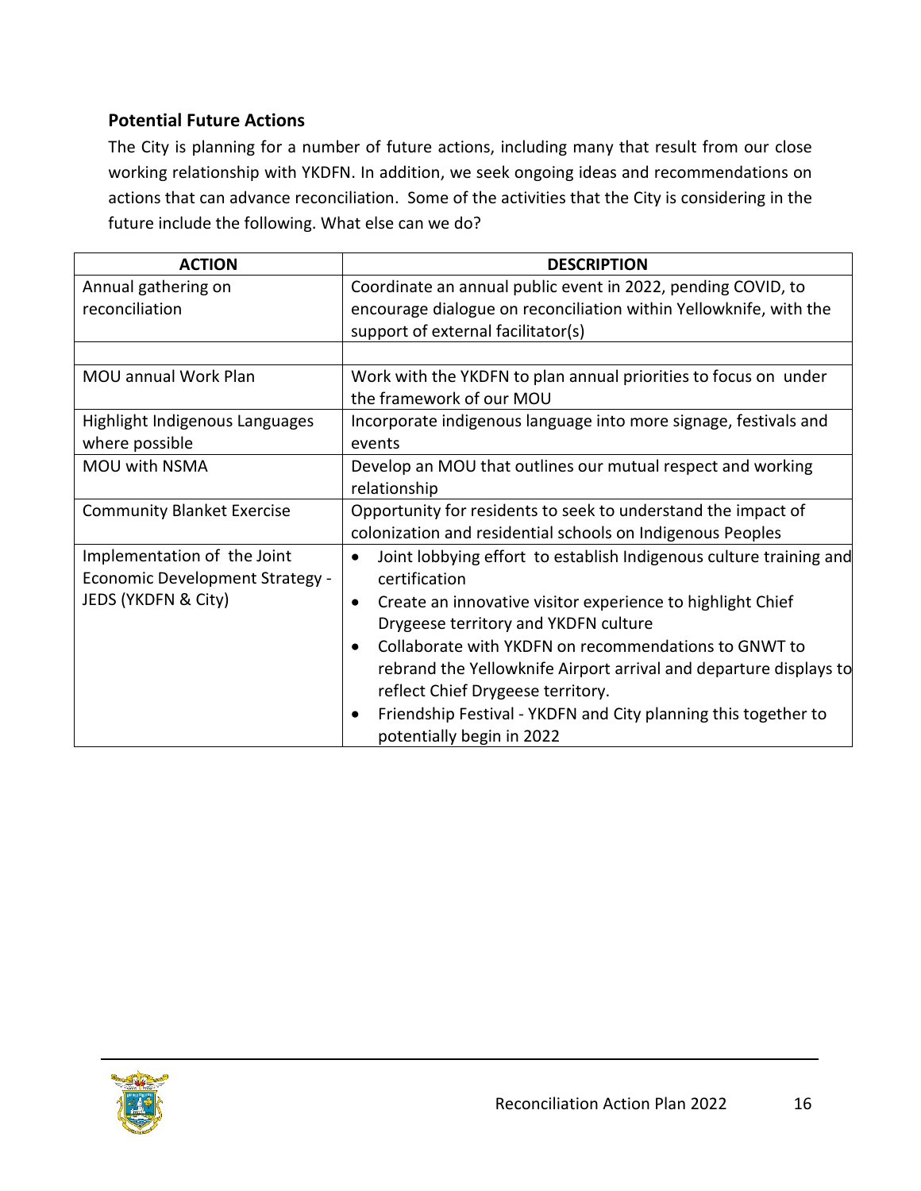### Potential Future Actions

The City is planning for a number of future actions, including many that result from our close working relationship with YKDFN. In addition, we seek ongoing ideas and recommendations on actions that can advance reconciliation. Some of the activities that the City is considering in the future include the following. What else can we do?

| ACTION | DESCRIPTION |
|---|---|
| Annual gathering on reconciliation | Coordinate an annual public event in 2022, pending COVID, to encourage dialogue on reconciliation within Yellowknife, with the support of external facilitator(s) |
| | |
| MOU annual Work Plan | Work with the YKDFN to plan annual priorities to focus on under the framework of our MOU |
| Highlight Indigenous Languages where possible | Incorporate indigenous language into more signage, festivals and events |
| MOU with NSMA | Develop an MOU that outlines our mutual respect and working relationship |
| Community Blanket Exercise | Opportunity for residents to seek to understand the impact of colonization and residential schools on Indigenous Peoples |
| Implementation of the Joint Economic Development Strategy - JEDS (YKDFN & City) | • Joint lobbying effort to establish Indigenous culture training and certification<br>• Create an innovative visitor experience to highlight Chief Drygeese territory and YKDFN culture<br>• Collaborate with YKDFN on recommendations to GNWT to rebrand the Yellowknife Airport arrival and departure displays to reflect Chief Drygeese territory.<br>• Friendship Festival - YKDFN and City planning this together to potentially begin in 2022 |